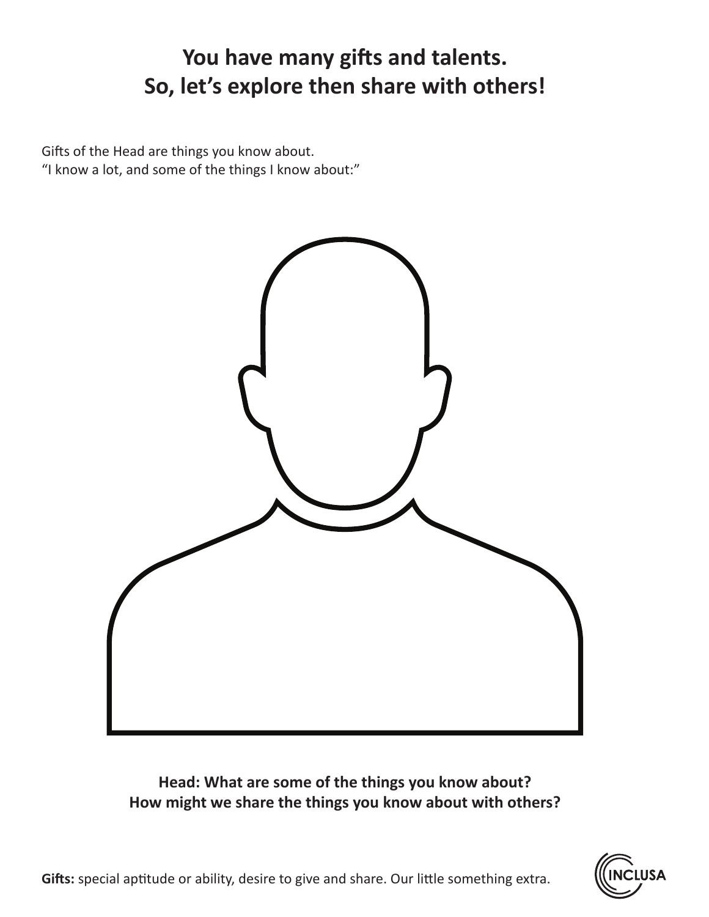# You have many gifts and talents. So, let's explore then share with others!

Gifts of the Head are things you know about.
"I know a lot, and some of the things I know about:"

**Head: What are some of the things you know about?**
**How might we share the things you know about with others?**

**Gifts:** special aptitude or ability, desire to give and share. Our little something extra.

INCLUSA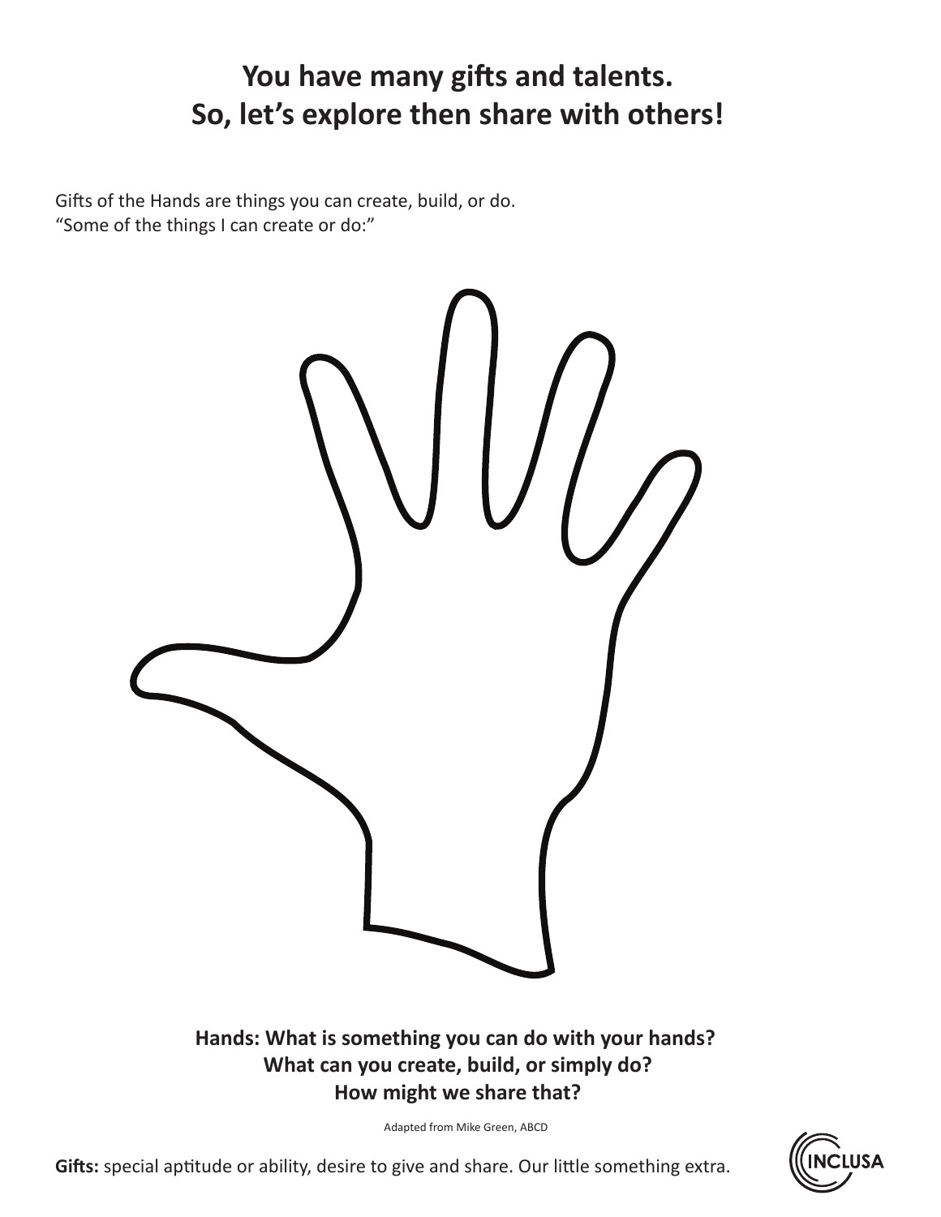## You have many gifts and talents.
## So, let's explore then share with others!

Gifts of the Hands are things you can create, build, or do.
"Some of the things I can create or do:"

**Hands: What is something you can do with your hands?**
**What can you create, build, or simply do?**
**How might we share that?**

Adapted from Mike Green, ABCD

**Gifts:** special aptitude or ability, desire to give and share. Our little something extra.

INCLUSA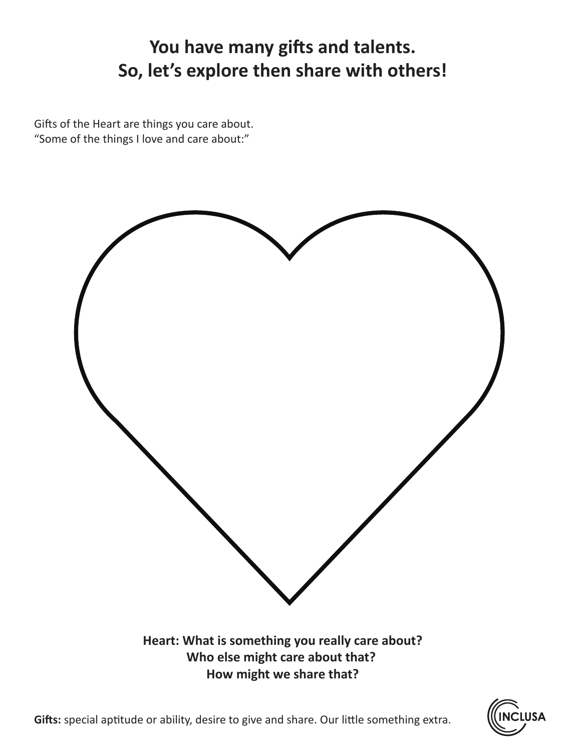# You have many gifts and talents. So, let's explore then share with others!

Gifts of the Heart are things you care about.
"Some of the things I love and care about:"

**Heart: What is something you really care about?**
**Who else might care about that?**
**How might we share that?**

**Gifts:** special aptitude or ability, desire to give and share. Our little something extra.

INCLUSA